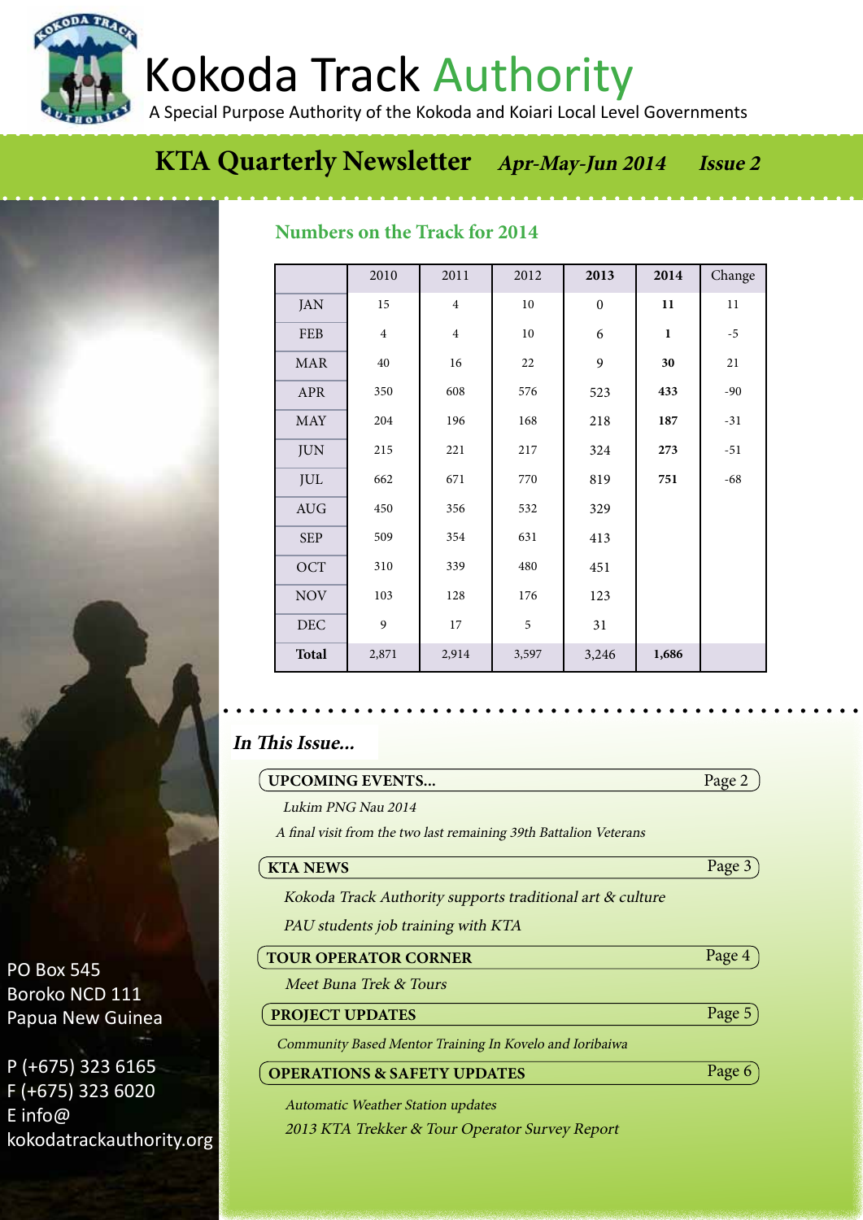# Kokoda Track Authority

A Special Purpose Authority of the Kokoda and Koiari Local Level Governments

## KTA Quarterly Newsletter *Apr-May-Jun 2014* *Issue 2*

PO Box 545
Boroko NCD 111
Papua New Guinea

P (+675) 323 6165
F (+675) 323 6020
E info@kokodatrackauthority.org

### Numbers on the Track for 2014

| | 2010 | 2011 | 2012 | 2013 | 2014 | Change |
|---|---|---|---|---|---|---|
| JAN | 15 | 4 | 10 | 0 | **11** | 11 |
| FEB | 4 | 4 | 10 | 6 | **1** | -5 |
| MAR | 40 | 16 | 22 | 9 | **30** | 21 |
| APR | 350 | 608 | 576 | 523 | **433** | -90 |
| MAY | 204 | 196 | 168 | 218 | **187** | -31 |
| JUN | 215 | 221 | 217 | 324 | **273** | -51 |
| JUL | 662 | 671 | 770 | 819 | **751** | -68 |
| AUG | 450 | 356 | 532 | 329 | | |
| SEP | 509 | 354 | 631 | 413 | | |
| OCT | 310 | 339 | 480 | 451 | | |
| NOV | 103 | 128 | 176 | 123 | | |
| DEC | 9 | 17 | 5 | 31 | | |
| **Total** | 2,871 | 2,914 | 3,597 | 3,246 | **1,686** | |

### *In This Issue...*

**UPCOMING EVENTS...** Page 2

*Lukim PNG Nau 2014*

*A final visit from the two last remaining 39th Battalion Veterans*

**KTA NEWS** Page 3

*Kokoda Track Authority supports traditional art & culture*

*PAU students job training with KTA*

**TOUR OPERATOR CORNER** Page 4

*Meet Buna Trek & Tours*

**PROJECT UPDATES** Page 5

*Community Based Mentor Training In Kovelo and Ioribaiwa*

**OPERATIONS & SAFETY UPDATES** Page 6

*Automatic Weather Station updates*

*2013 KTA Trekker & Tour Operator Survey Report*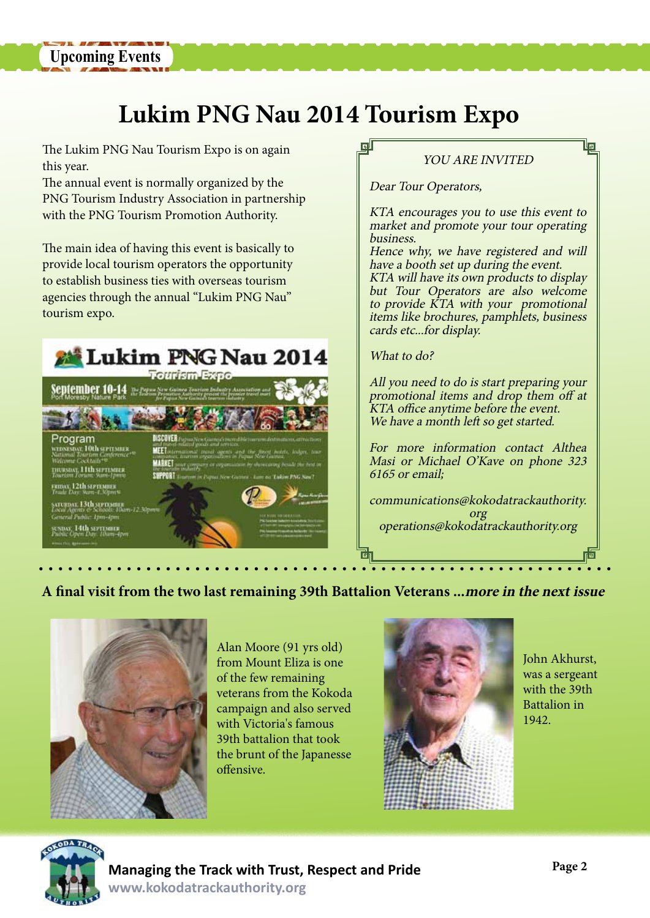Upcoming Events

# Lukim PNG Nau 2014 Tourism Expo

The Lukim PNG Nau Tourism Expo is on again this year.
The annual event is normally organized by the PNG Tourism Industry Association in partnership with the PNG Tourism Promotion Authority.

The main idea of having this event is basically to provide local tourism operators the opportunity to establish business ties with overseas tourism agencies through the annual "Lukim PNG Nau" tourism expo.

*YOU ARE INVITED*

*Dear Tour Operators,*

*KTA encourages you to use this event to market and promote your tour operating business.*
*Hence why, we have registered and will have a booth set up during the event.*
*KTA will have its own products to display but Tour Operators are also welcome to provide KTA with your promotional items like brochures, pamphlets, business cards etc...for display.*

*What to do?*

*All you need to do is start preparing your promotional items and drop them off at KTA office anytime before the event.*
*We have a month left so get started.*

*For more information contact Althea Masi or Michael O'Kave on phone 323 6165 or email;*

*communications@kokodatrackauthority.org*
*operations@kokodatrackauthority.org*

## A final visit from the two last remaining 39th Battalion Veterans *...more in the next issue*

Alan Moore (91 yrs old) from Mount Eliza is one of the few remaining veterans from the Kokoda campaign and also served with Victoria's famous 39th battalion that took the brunt of the Japanesse offensive.

John Akhurst, was a sergeant with the 39th Battalion in 1942.

**Managing the Track with Trust, Respect and Pride**
**www.kokodatrackauthority.org**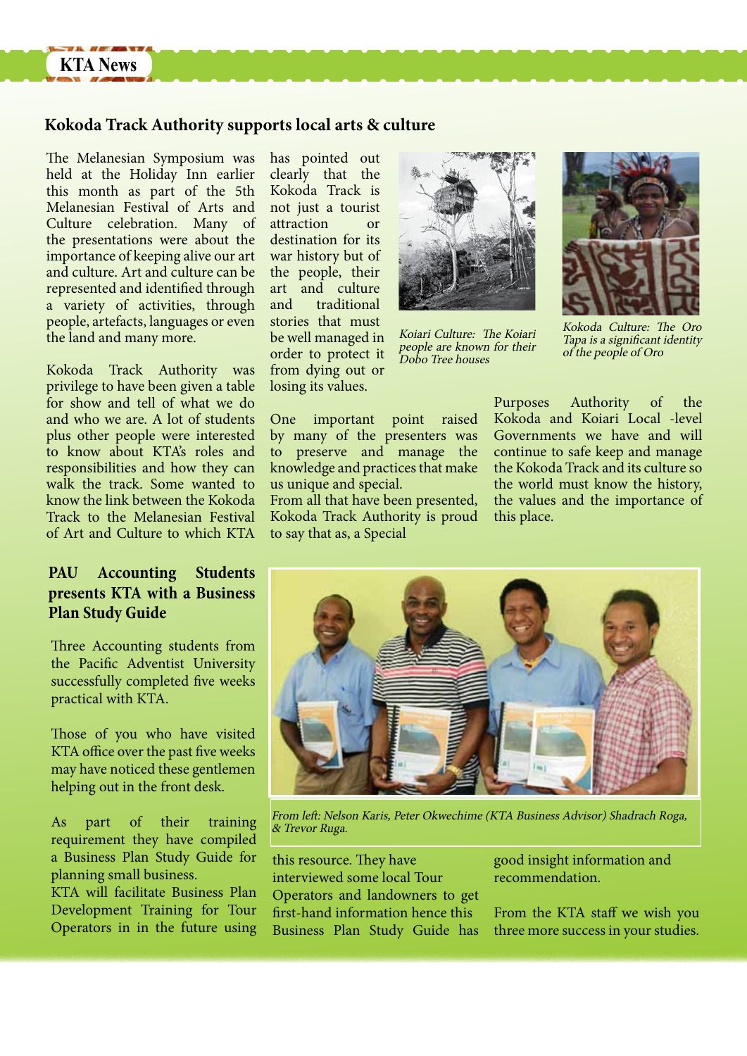## Kokoda Track Authority supports local arts & culture

The Melanesian Symposium was held at the Holiday Inn earlier this month as part of the 5th Melanesian Festival of Arts and Culture celebration. Many of the presentations were about the importance of keeping alive our art and culture. Art and culture can be represented and identified through a variety of activities, through people, artefacts, languages or even the land and many more.

Kokoda Track Authority was privilege to have been given a table for show and tell of what we do and who we are. A lot of students plus other people were interested to know about KTA's roles and responsibilities and how they can walk the track. Some wanted to know the link between the Kokoda Track to the Melanesian Festival of Art and Culture to which KTA has pointed out clearly that the Kokoda Track is not just a tourist attraction or destination for its war history but of the people, their art and culture and traditional stories that must be well managed in order to protect it from dying out or losing its values.

One important point raised by many of the presenters was to preserve and manage the knowledge and practices that make us unique and special.
From all that have been presented, Kokoda Track Authority is proud to say that as, a Special Purposes Authority of the Kokoda and Koiari Local -level Governments we have and will continue to safe keep and manage the Kokoda Track and its culture so the world must know the history, the values and the importance of this place.

*Koiari Culture: The Koiari people are known for their Dobo Tree houses*

*Kokoda Culture: The Oro Tapa is a significant identity of the people of Oro*

## PAU Accounting Students presents KTA with a Business Plan Study Guide

Three Accounting students from the Pacific Adventist University successfully completed five weeks practical with KTA.

Those of you who have visited KTA office over the past five weeks may have noticed these gentlemen helping out in the front desk.

As part of their training requirement they have compiled a Business Plan Study Guide for planning small business.
KTA will facilitate Business Plan Development Training for Tour Operators in in the future using this resource. They have interviewed some local Tour Operators and landowners to get first-hand information hence this Business Plan Study Guide has good insight information and recommendation.

From the KTA staff we wish you three more success in your studies.

*From left: Nelson Karis, Peter Okwechime (KTA Business Advisor) Shadrach Roga, & Trevor Ruga.*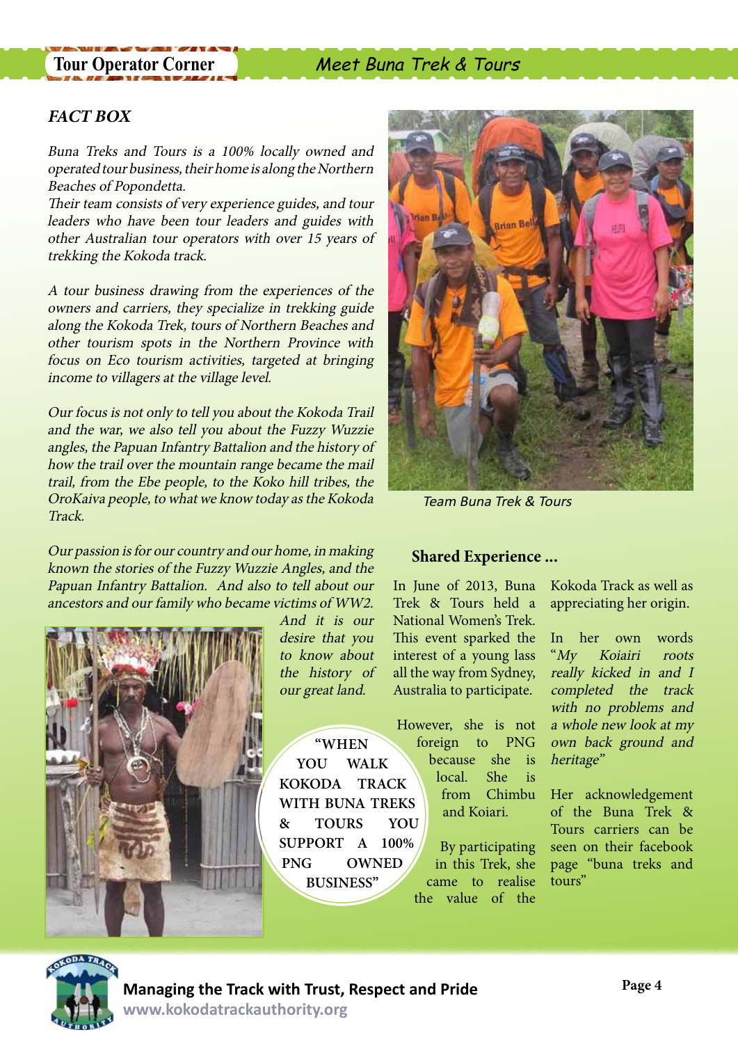## Tour Operator Corner

*Meet Buna Trek & Tours*

### *FACT BOX*

*Buna Treks and Tours is a 100% locally owned and operated tour business, their home is along the Northern Beaches of Popondetta.*

*Their team consists of very experience guides, and tour leaders who have been tour leaders and guides with other Australian tour operators with over 15 years of trekking the Kokoda track.*

*A tour business drawing from the experiences of the owners and carriers, they specialize in trekking guide along the Kokoda Trek, tours of Northern Beaches and other tourism spots in the Northern Province with focus on Eco tourism activities, targeted at bringing income to villagers at the village level.*

*Our focus is not only to tell you about the Kokoda Trail and the war, we also tell you about the Fuzzy Wuzzie angles, the Papuan Infantry Battalion and the history of how the trail over the mountain range became the mail trail, from the Ebe people, to the Koko hill tribes, the OroKaiva people, to what we know today as the Kokoda Track.*

*Our passion is for our country and our home, in making known the stories of the Fuzzy Wuzzie Angles, and the Papuan Infantry Battalion. And also to tell about our ancestors and our family who became victims of WW2. And it is our desire that you to know about the history of our great land.*

Team Buna Trek & Tours

**"WHEN YOU WALK KOKODA TRACK WITH BUNA TREKS & TOURS YOU SUPPORT A 100% PNG OWNED BUSINESS"**

### Shared Experience ...

In June of 2013, Buna Trek & Tours held a National Women's Trek. This event sparked the interest of a young lass all the way from Sydney, Australia to participate.

However, she is not foreign to PNG because she is local. She is from Chimbu and Koiari.

By participating in this Trek, she came to realise the value of the Kokoda Track as well as appreciating her origin.

In her own words "*My Koiairi roots really kicked in and I completed the track with no problems and a whole new look at my own back ground and heritage*"

Her acknowledgement of the Buna Trek & Tours carriers can be seen on their facebook page "buna treks and tours"

**Managing the Track with Trust, Respect and Pride**
www.kokodatrackauthority.org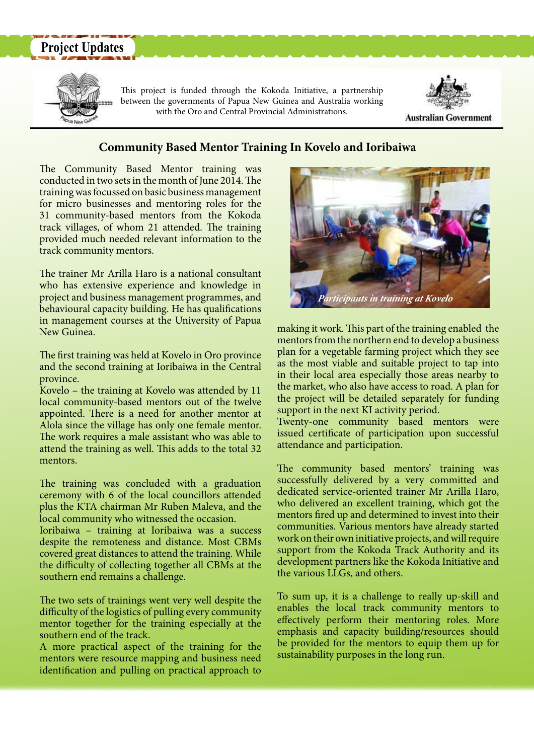Project Updates

This project is funded through the Kokoda Initiative, a partnership between the governments of Papua New Guinea and Australia working with the Oro and Central Provincial Administrations.

Australian Government

## Community Based Mentor Training In Kovelo and Ioribaiwa

The Community Based Mentor training was conducted in two sets in the month of June 2014. The training was focussed on basic business management for micro businesses and mentoring roles for the 31 community-based mentors from the Kokoda track villages, of whom 21 attended. The training provided much needed relevant information to the track community mentors.

The trainer Mr Arilla Haro is a national consultant who has extensive experience and knowledge in project and business management programmes, and behavioural capacity building. He has qualifications in management courses at the University of Papua New Guinea.

The first training was held at Kovelo in Oro province and the second training at Ioribaiwa in the Central province.

Kovelo – the training at Kovelo was attended by 11 local community-based mentors out of the twelve appointed. There is a need for another mentor at Alola since the village has only one female mentor. The work requires a male assistant who was able to attend the training as well. This adds to the total 32 mentors.

The training was concluded with a graduation ceremony with 6 of the local councillors attended plus the KTA chairman Mr Ruben Maleva, and the local community who witnessed the occasion.

Ioribaiwa – training at Ioribaiwa was a success despite the remoteness and distance. Most CBMs covered great distances to attend the training. While the difficulty of collecting together all CBMs at the southern end remains a challenge.

The two sets of trainings went very well despite the difficulty of the logistics of pulling every community mentor together for the training especially at the southern end of the track.

A more practical aspect of the training for the mentors were resource mapping and business need identification and pulling on practical approach to making it work. This part of the training enabled the mentors from the northern end to develop a business plan for a vegetable farming project which they see as the most viable and suitable project to tap into in their local area especially those areas nearby to the market, who also have access to road. A plan for the project will be detailed separately for funding support in the next KI activity period.

Twenty-one community based mentors were issued certificate of participation upon successful attendance and participation.

*Participants in training at Kovelo*

The community based mentors' training was successfully delivered by a very committed and dedicated service-oriented trainer Mr Arilla Haro, who delivered an excellent training, which got the mentors fired up and determined to invest into their communities. Various mentors have already started work on their own initiative projects, and will require support from the Kokoda Track Authority and its development partners like the Kokoda Initiative and the various LLGs, and others.

To sum up, it is a challenge to really up-skill and enables the local track community mentors to effectively perform their mentoring roles. More emphasis and capacity building/resources should be provided for the mentors to equip them up for sustainability purposes in the long run.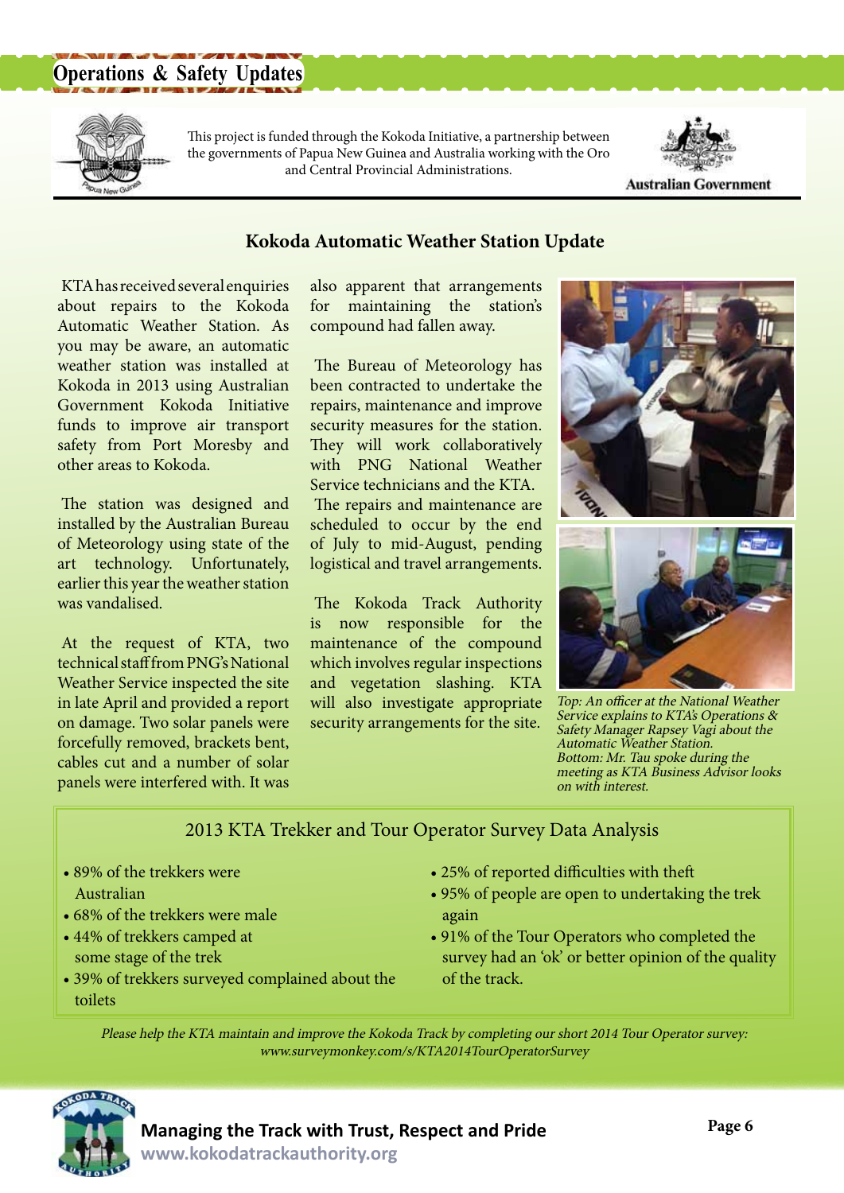## Operations & Safety Updates

This project is funded through the Kokoda Initiative, a partnership between the governments of Papua New Guinea and Australia working with the Oro and Central Provincial Administrations.

Australian Government

### Kokoda Automatic Weather Station Update

KTA has received several enquiries about repairs to the Kokoda Automatic Weather Station. As you may be aware, an automatic weather station was installed at Kokoda in 2013 using Australian Government Kokoda Initiative funds to improve air transport safety from Port Moresby and other areas to Kokoda.

The station was designed and installed by the Australian Bureau of Meteorology using state of the art technology. Unfortunately, earlier this year the weather station was vandalised.

At the request of KTA, two technical staff from PNG's National Weather Service inspected the site in late April and provided a report on damage. Two solar panels were forcefully removed, brackets bent, cables cut and a number of solar panels were interfered with. It was also apparent that arrangements for maintaining the station's compound had fallen away.

The Bureau of Meteorology has been contracted to undertake the repairs, maintenance and improve security measures for the station. They will work collaboratively with PNG National Weather Service technicians and the KTA. The repairs and maintenance are scheduled to occur by the end of July to mid-August, pending logistical and travel arrangements.

The Kokoda Track Authority is now responsible for the maintenance of the compound which involves regular inspections and vegetation slashing. KTA will also investigate appropriate security arrangements for the site.

*Top: An officer at the National Weather Service explains to KTA's Operations & Safety Manager Rapsey Vagi about the Automatic Weather Station.*
*Bottom: Mr. Tau spoke during the meeting as KTA Business Advisor looks on with interest.*

### 2013 KTA Trekker and Tour Operator Survey Data Analysis

- 89% of the trekkers were Australian
- 68% of the trekkers were male
- 44% of trekkers camped at some stage of the trek
- 39% of trekkers surveyed complained about the toilets
- 25% of reported difficulties with theft
- 95% of people are open to undertaking the trek again
- 91% of the Tour Operators who completed the survey had an 'ok' or better opinion of the quality of the track.

*Please help the KTA maintain and improve the Kokoda Track by completing our short 2014 Tour Operator survey: www.surveymonkey.com/s/KTA2014TourOperatorSurvey*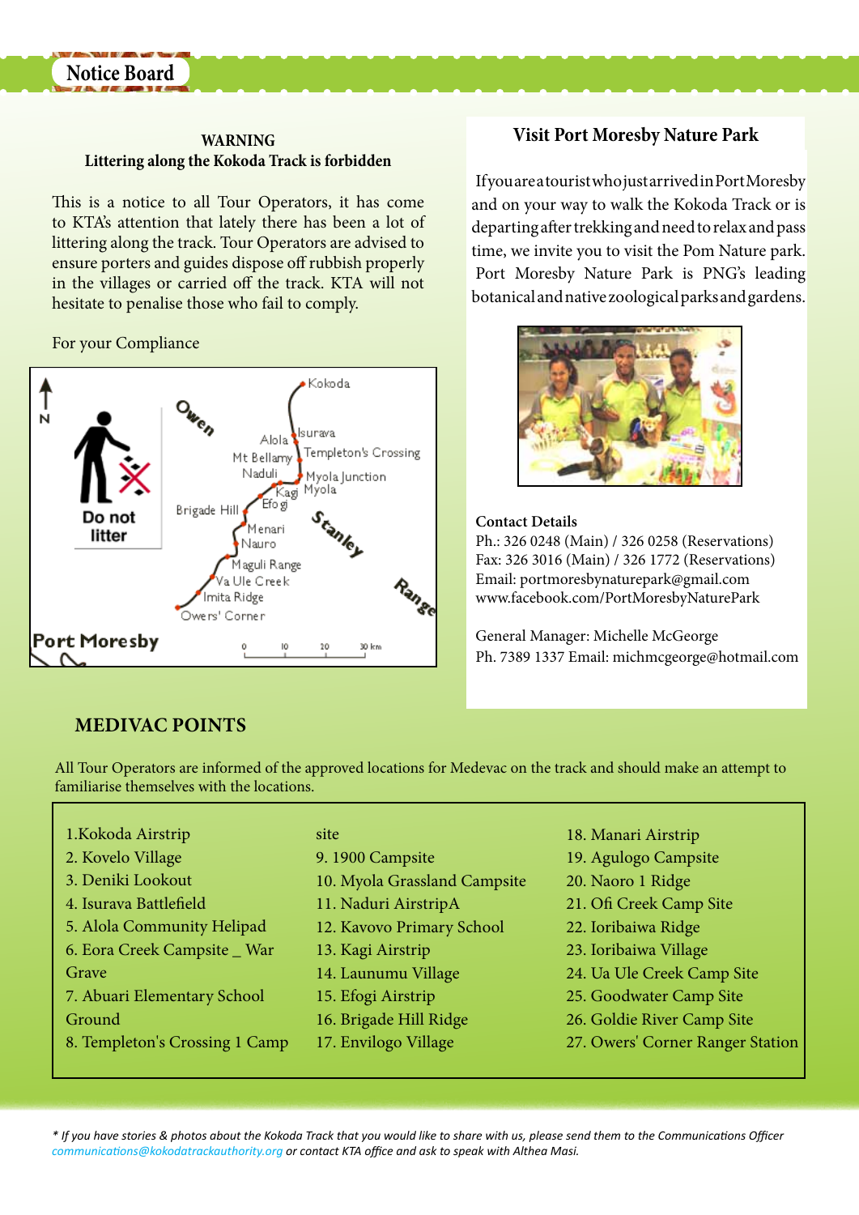## Notice Board

**WARNING**
**Littering along the Kokoda Track is forbidden**

This is a notice to all Tour Operators, it has come to KTA's attention that lately there has been a lot of littering along the track. Tour Operators are advised to ensure porters and guides dispose off rubbish properly in the villages or carried off the track. KTA will not hesitate to penalise those who fail to comply.

For your Compliance

Do not litter

N

Kokoda
Owen
Isurava
Alola
Templeton's Crossing
Mt Bellamy
Naduli
Myola Junction
Kagi
Myola
Efogi
Brigade Hill
Menari
Stanley
Nauro
Maguli Range
Va Ule Creek
Imita Ridge
Range
Owers' Corner
Port Moresby
0 10 20 30 km

## Visit Port Moresby Nature Park

If you are a tourist who just arrived in Port Moresby and on your way to walk the Kokoda Track or is departing after trekking and need to relax and pass time, we invite you to visit the Pom Nature park. Port Moresby Nature Park is PNG's leading botanical and native zoological parks and gardens.

**Contact Details**
Ph.: 326 0248 (Main) / 326 0258 (Reservations)
Fax: 326 3016 (Main) / 326 1772 (Reservations)
Email: portmoresbynaturepark@gmail.com
www.facebook.com/PortMoresbyNaturePark

General Manager: Michelle McGeorge
Ph. 7389 1337 Email: michmcgeorge@hotmail.com

## MEDIVAC POINTS

All Tour Operators are informed of the approved locations for Medevac on the track and should make an attempt to familiarise themselves with the locations.

1.Kokoda Airstrip
2. Kovelo Village
3. Deniki Lookout
4. Isurava Battlefield
5. Alola Community Helipad
6. Eora Creek Campsite _ War Grave
7. Abuari Elementary School Ground
8. Templeton's Crossing 1 Camp site
9. 1900 Campsite
10. Myola Grassland Campsite
11. Naduri AirstripA
12. Kavovo Primary School
13. Kagi Airstrip
14. Launumu Village
15. Efogi Airstrip
16. Brigade Hill Ridge
17. Envilogo Village
18. Manari Airstrip
19. Agulogo Campsite
20. Naoro 1 Ridge
21. Ofi Creek Camp Site
22. Ioribaiwa Ridge
23. Ioribaiwa Village
24. Ua Ule Creek Camp Site
25. Goodwater Camp Site
26. Goldie River Camp Site
27. Owers' Corner Ranger Station

*\* If you have stories & photos about the Kokoda Track that you would like to share with us, please send them to the Communications Officer communications@kokodatrackauthority.org or contact KTA office and ask to speak with Althea Masi.*